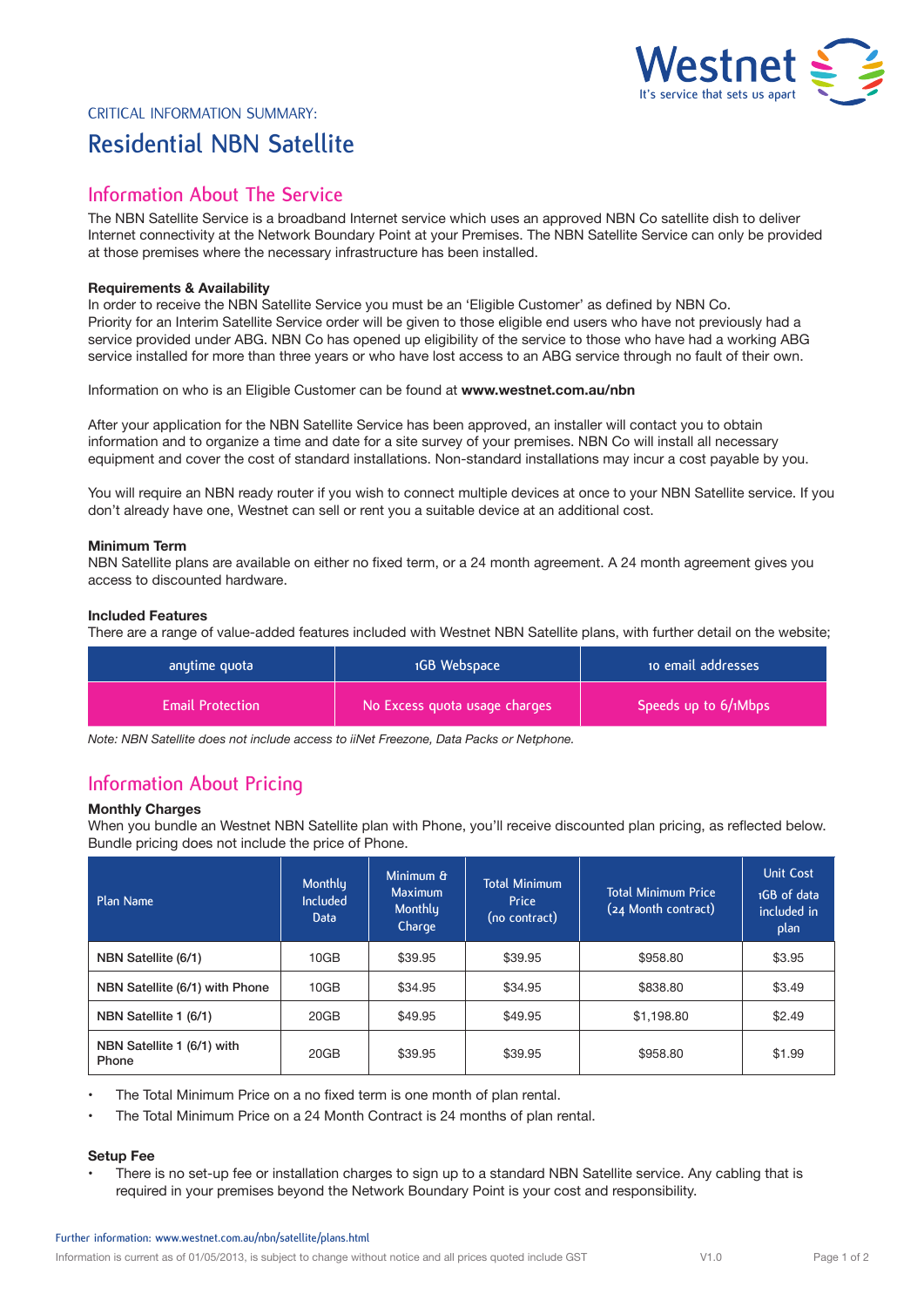CRITICAL INFORMATION SUMMARY:

# Residential NBN Satellite

## Information About The Service

The NBN Satellite Service is a broadband Internet service which uses an approved NBN Co satellite dish to deliver Internet connectivity at the Network Boundary Point at your Premises. The NBN Satellite Service can only be provided at those premises where the necessary infrastructure has been installed.

**Requirements & Availability**

In order to receive the NBN Satellite Service you must be an 'Eligible Customer' as defined by NBN Co. Priority for an Interim Satellite Service order will be given to those eligible end users who have not previously had a service provided under ABG. NBN Co has opened up eligibility of the service to those who have had a working ABG service installed for more than three years or who have lost access to an ABG service through no fault of their own.

Information on who is an Eligible Customer can be found at **www.westnet.com.au/nbn**

After your application for the NBN Satellite Service has been approved, an installer will contact you to obtain information and to organize a time and date for a site survey of your premises. NBN Co will install all necessary equipment and cover the cost of standard installations. Non-standard installations may incur a cost payable by you.

You will require an NBN ready router if you wish to connect multiple devices at once to your NBN Satellite service. If you don't already have one, Westnet can sell or rent you a suitable device at an additional cost.

**Minimum Term**

NBN Satellite plans are available on either no fixed term, or a 24 month agreement. A 24 month agreement gives you access to discounted hardware.

**Included Features**

There are a range of value-added features included with Westnet NBN Satellite plans, with further detail on the website;

| anytime quota | 1GB Webspace | 10 email addresses |
|---|---|---|
| Email Protection | No Excess quota usage charges | Speeds up to 6/1Mbps |

*Note: NBN Satellite does not include access to iiNet Freezone, Data Packs or Netphone.*

## Information About Pricing

**Monthly Charges**

When you bundle an Westnet NBN Satellite plan with Phone, you'll receive discounted plan pricing, as reflected below. Bundle pricing does not include the price of Phone.

| Plan Name | Monthly Included Data | Minimum & Maximum Monthly Charge | Total Minimum Price (no contract) | Total Minimum Price (24 Month contract) | Unit Cost 1GB of data included in plan |
|---|---|---|---|---|---|
| NBN Satellite (6/1) | 10GB | $39.95 | $39.95 | $958.80 | $3.95 |
| NBN Satellite (6/1) with Phone | 10GB | $34.95 | $34.95 | $838.80 | $3.49 |
| NBN Satellite 1 (6/1) | 20GB | $49.95 | $49.95 | $1,198.80 | $2.49 |
| NBN Satellite 1 (6/1) with Phone | 20GB | $39.95 | $39.95 | $958.80 | $1.99 |

- The Total Minimum Price on a no fixed term is one month of plan rental.
- The Total Minimum Price on a 24 Month Contract is 24 months of plan rental.

**Setup Fee**

- There is no set-up fee or installation charges to sign up to a standard NBN Satellite service. Any cabling that is required in your premises beyond the Network Boundary Point is your cost and responsibility.

Further information: www.westnet.com.au/nbn/satellite/plans.html

Information is current as of 01/05/2013, is subject to change without notice and all prices quoted include GST V1.0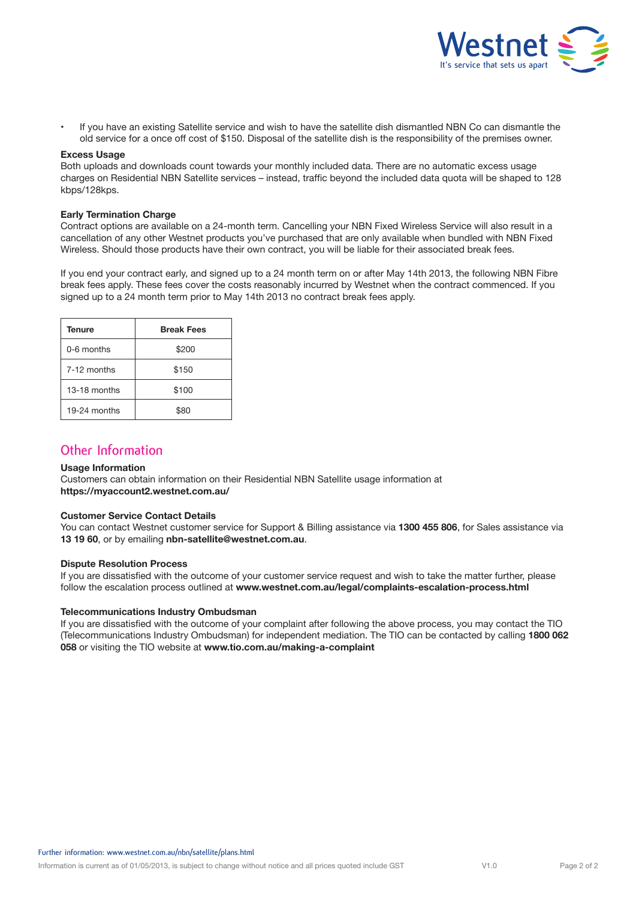- If you have an existing Satellite service and wish to have the satellite dish dismantled NBN Co can dismantle the old service for a once off cost of $150. Disposal of the satellite dish is the responsibility of the premises owner.

**Excess Usage**
Both uploads and downloads count towards your monthly included data. There are no automatic excess usage charges on Residential NBN Satellite services – instead, traffic beyond the included data quota will be shaped to 128 kbps/128kps.

**Early Termination Charge**
Contract options are available on a 24-month term. Cancelling your NBN Fixed Wireless Service will also result in a cancellation of any other Westnet products you've purchased that are only available when bundled with NBN Fixed Wireless. Should those products have their own contract, you will be liable for their associated break fees.

If you end your contract early, and signed up to a 24 month term on or after May 14th 2013, the following NBN Fibre break fees apply. These fees cover the costs reasonably incurred by Westnet when the contract commenced. If you signed up to a 24 month term prior to May 14th 2013 no contract break fees apply.

| Tenure | Break Fees |
|---|---|
| 0-6 months | $200 |
| 7-12 months | $150 |
| 13-18 months | $100 |
| 19-24 months | $80 |

## Other Information

**Usage Information**
Customers can obtain information on their Residential NBN Satellite usage information at **https://myaccount2.westnet.com.au/**

**Customer Service Contact Details**
You can contact Westnet customer service for Support & Billing assistance via **1300 455 806**, for Sales assistance via **13 19 60**, or by emailing **nbn-satellite@westnet.com.au**.

**Dispute Resolution Process**
If you are dissatisfied with the outcome of your customer service request and wish to take the matter further, please follow the escalation process outlined at **www.westnet.com.au/legal/complaints-escalation-process.html**

**Telecommunications Industry Ombudsman**
If you are dissatisfied with the outcome of your complaint after following the above process, you may contact the TIO (Telecommunications Industry Ombudsman) for independent mediation. The TIO can be contacted by calling **1800 062 058** or visiting the TIO website at **www.tio.com.au/making-a-complaint**

Further information: www.westnet.com.au/nbn/satellite/plans.html

Information is current as of 01/05/2013, is subject to change without notice and all prices quoted include GST V1.0